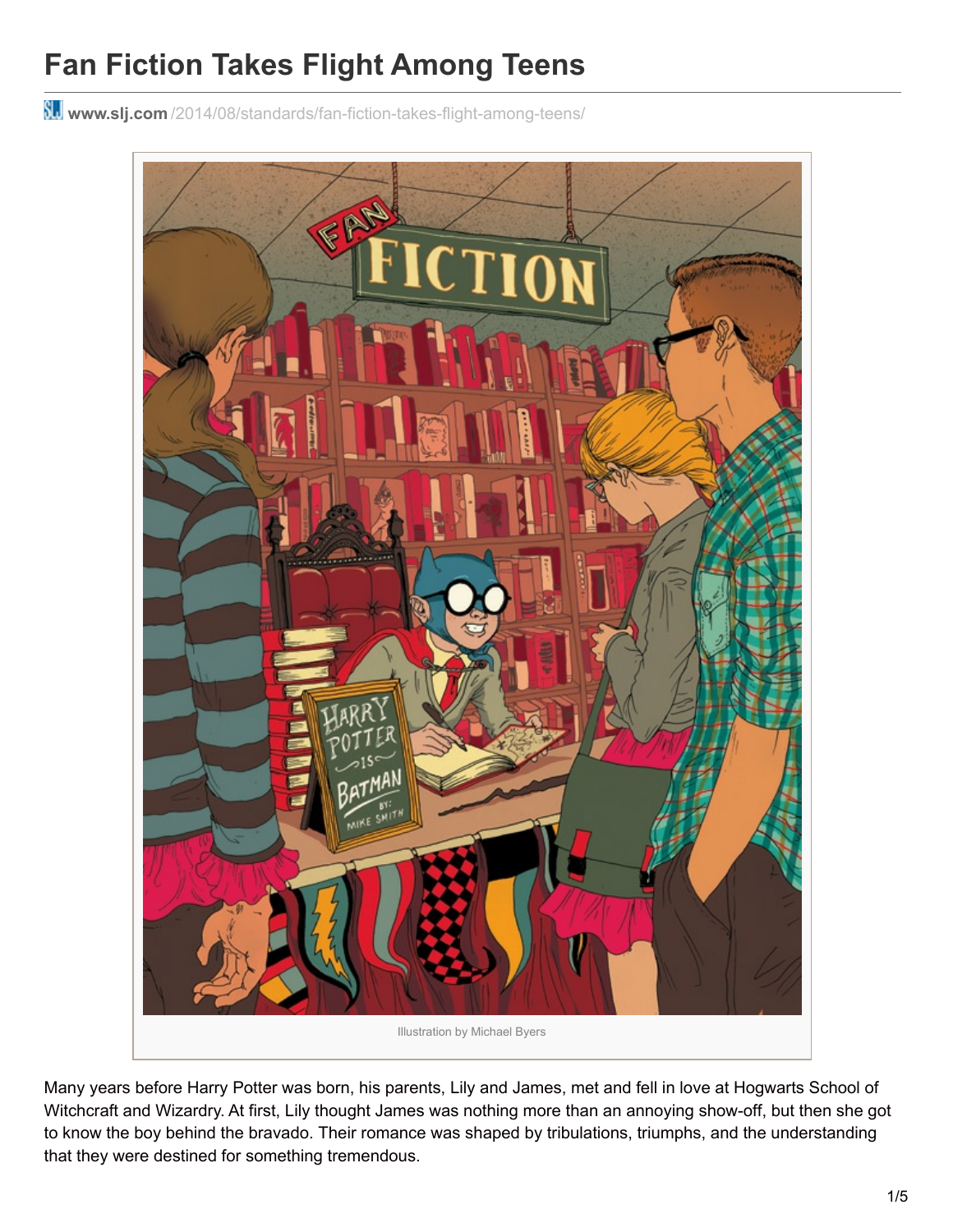# Fan Fiction Takes Flight Among Teens

www.slj.com/2014/08/standards/fan-fiction-takes-flight-among-teens/

Illustration by Michael Byers

Many years before Harry Potter was born, his parents, Lily and James, met and fell in love at Hogwarts School of Witchcraft and Wizardry. At first, Lily thought James was nothing more than an annoying show-off, but then she got to know the boy behind the bravado. Their romance was shaped by tribulations, triumphs, and the understanding that they were destined for something tremendous.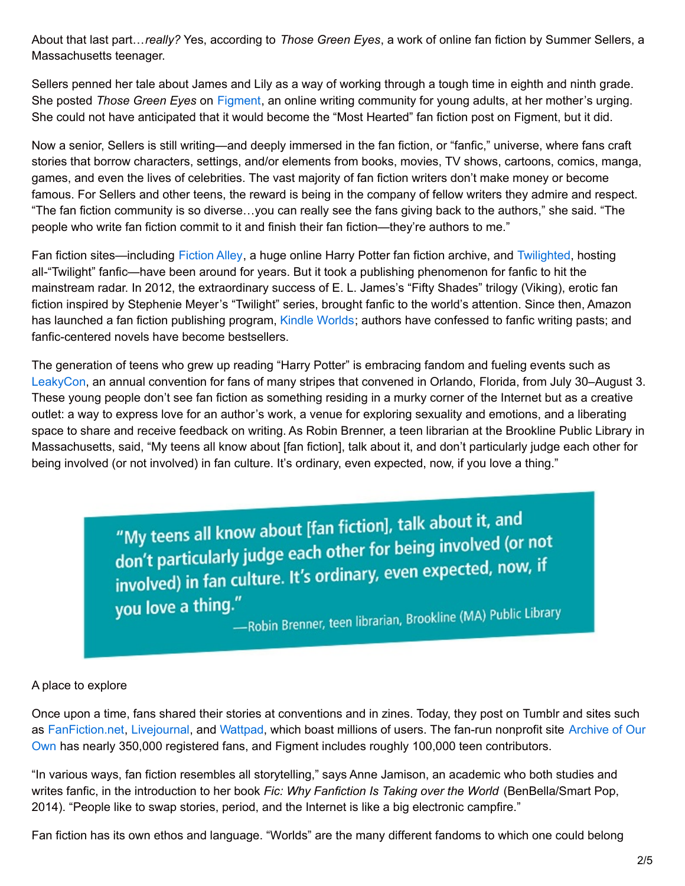About that last part…*really?* Yes, according to *Those Green Eyes*, a work of online fan fiction by Summer Sellers, a Massachusetts teenager.

Sellers penned her tale about James and Lily as a way of working through a tough time in eighth and ninth grade. She posted *Those Green Eyes* on Figment, an online writing community for young adults, at her mother's urging. She could not have anticipated that it would become the "Most Hearted" fan fiction post on Figment, but it did.

Now a senior, Sellers is still writing—and deeply immersed in the fan fiction, or "fanfic," universe, where fans craft stories that borrow characters, settings, and/or elements from books, movies, TV shows, cartoons, comics, manga, games, and even the lives of celebrities. The vast majority of fan fiction writers don't make money or become famous. For Sellers and other teens, the reward is being in the company of fellow writers they admire and respect. "The fan fiction community is so diverse…you can really see the fans giving back to the authors," she said. "The people who write fan fiction commit to it and finish their fan fiction—they're authors to me."

Fan fiction sites—including Fiction Alley, a huge online Harry Potter fan fiction archive, and Twilighted, hosting all-"Twilight" fanfic—have been around for years. But it took a publishing phenomenon for fanfic to hit the mainstream radar. In 2012, the extraordinary success of E. L. James's "Fifty Shades" trilogy (Viking), erotic fan fiction inspired by Stephenie Meyer's "Twilight" series, brought fanfic to the world's attention. Since then, Amazon has launched a fan fiction publishing program, Kindle Worlds; authors have confessed to fanfic writing pasts; and fanfic-centered novels have become bestsellers.

The generation of teens who grew up reading "Harry Potter" is embracing fandom and fueling events such as LeakyCon, an annual convention for fans of many stripes that convened in Orlando, Florida, from July 30–August 3. These young people don't see fan fiction as something residing in a murky corner of the Internet but as a creative outlet: a way to express love for an author's work, a venue for exploring sexuality and emotions, and a liberating space to share and receive feedback on writing. As Robin Brenner, a teen librarian at the Brookline Public Library in Massachusetts, said, "My teens all know about [fan fiction], talk about it, and don't particularly judge each other for being involved (or not involved) in fan culture. It's ordinary, even expected, now, if you love a thing."

> "My teens all know about [fan fiction], talk about it, and don't particularly judge each other for being involved (or not involved) in fan culture. It's ordinary, even expected, now, if you love a thing."
>
> —Robin Brenner, teen librarian, Brookline (MA) Public Library

## A place to explore

Once upon a time, fans shared their stories at conventions and in zines. Today, they post on Tumblr and sites such as FanFiction.net, Livejournal, and Wattpad, which boast millions of users. The fan-run nonprofit site Archive of Our Own has nearly 350,000 registered fans, and Figment includes roughly 100,000 teen contributors.

"In various ways, fan fiction resembles all storytelling," says Anne Jamison, an academic who both studies and writes fanfic, in the introduction to her book *Fic: Why Fanfiction Is Taking over the World* (BenBella/Smart Pop, 2014). "People like to swap stories, period, and the Internet is like a big electronic campfire."

Fan fiction has its own ethos and language. "Worlds" are the many different fandoms to which one could belong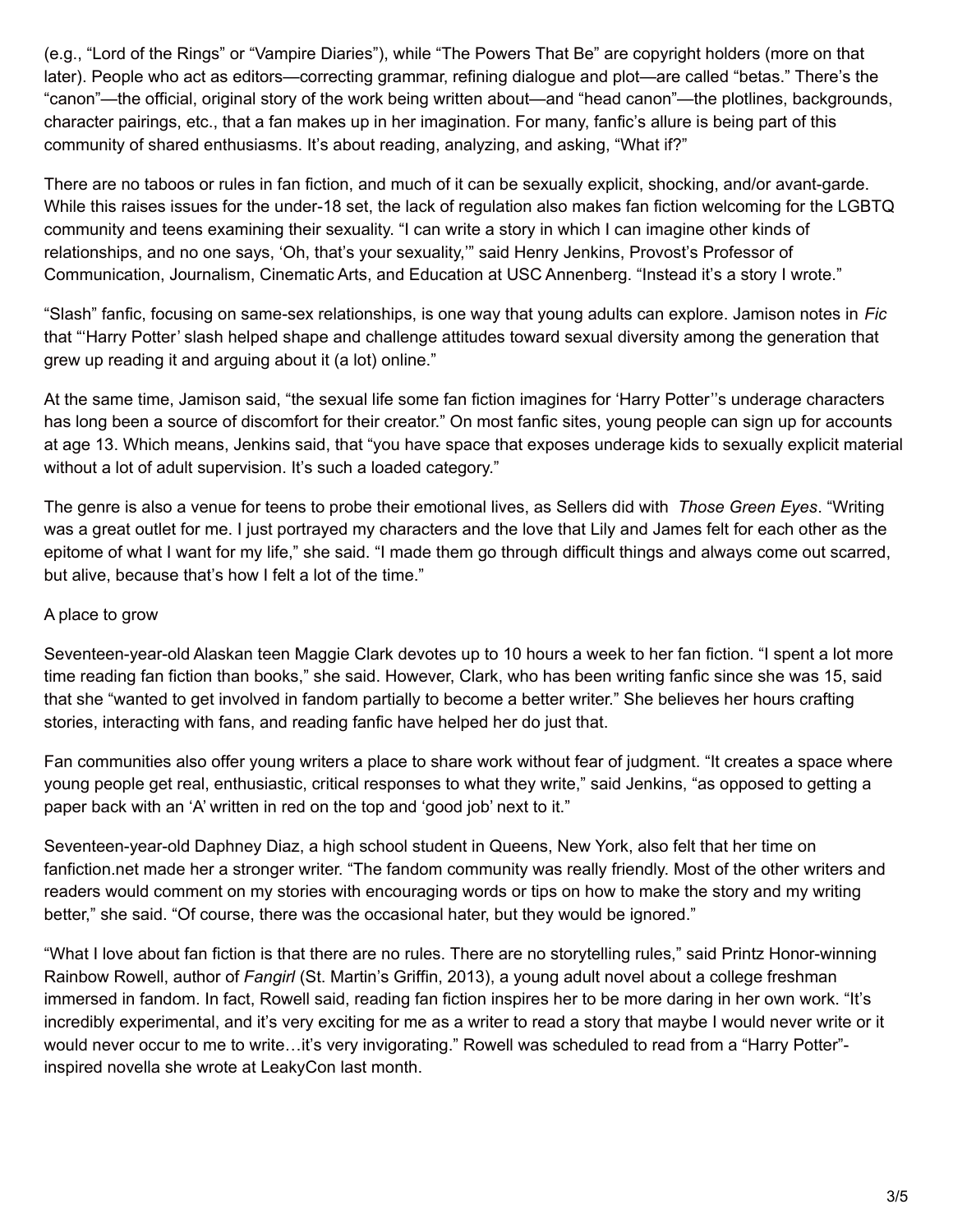(e.g., "Lord of the Rings" or "Vampire Diaries"), while "The Powers That Be" are copyright holders (more on that later). People who act as editors—correcting grammar, refining dialogue and plot—are called "betas." There's the "canon"—the official, original story of the work being written about—and "head canon"—the plotlines, backgrounds, character pairings, etc., that a fan makes up in her imagination. For many, fanfic's allure is being part of this community of shared enthusiasms. It's about reading, analyzing, and asking, "What if?"

There are no taboos or rules in fan fiction, and much of it can be sexually explicit, shocking, and/or avant-garde. While this raises issues for the under-18 set, the lack of regulation also makes fan fiction welcoming for the LGBTQ community and teens examining their sexuality. "I can write a story in which I can imagine other kinds of relationships, and no one says, 'Oh, that's your sexuality,'" said Henry Jenkins, Provost's Professor of Communication, Journalism, Cinematic Arts, and Education at USC Annenberg. "Instead it's a story I wrote."

"Slash" fanfic, focusing on same-sex relationships, is one way that young adults can explore. Jamison notes in *Fic* that "'Harry Potter' slash helped shape and challenge attitudes toward sexual diversity among the generation that grew up reading it and arguing about it (a lot) online."

At the same time, Jamison said, "the sexual life some fan fiction imagines for 'Harry Potter''s underage characters has long been a source of discomfort for their creator." On most fanfic sites, young people can sign up for accounts at age 13. Which means, Jenkins said, that "you have space that exposes underage kids to sexually explicit material without a lot of adult supervision. It's such a loaded category."

The genre is also a venue for teens to probe their emotional lives, as Sellers did with *Those Green Eyes*. "Writing was a great outlet for me. I just portrayed my characters and the love that Lily and James felt for each other as the epitome of what I want for my life," she said. "I made them go through difficult things and always come out scarred, but alive, because that's how I felt a lot of the time."

## A place to grow

Seventeen-year-old Alaskan teen Maggie Clark devotes up to 10 hours a week to her fan fiction. "I spent a lot more time reading fan fiction than books," she said. However, Clark, who has been writing fanfic since she was 15, said that she "wanted to get involved in fandom partially to become a better writer." She believes her hours crafting stories, interacting with fans, and reading fanfic have helped her do just that.

Fan communities also offer young writers a place to share work without fear of judgment. "It creates a space where young people get real, enthusiastic, critical responses to what they write," said Jenkins, "as opposed to getting a paper back with an 'A' written in red on the top and 'good job' next to it."

Seventeen-year-old Daphney Diaz, a high school student in Queens, New York, also felt that her time on fanfiction.net made her a stronger writer. "The fandom community was really friendly. Most of the other writers and readers would comment on my stories with encouraging words or tips on how to make the story and my writing better," she said. "Of course, there was the occasional hater, but they would be ignored."

"What I love about fan fiction is that there are no rules. There are no storytelling rules," said Printz Honor-winning Rainbow Rowell, author of *Fangirl* (St. Martin's Griffin, 2013), a young adult novel about a college freshman immersed in fandom. In fact, Rowell said, reading fan fiction inspires her to be more daring in her own work. "It's incredibly experimental, and it's very exciting for me as a writer to read a story that maybe I would never write or it would never occur to me to write…it's very invigorating." Rowell was scheduled to read from a "Harry Potter"-inspired novella she wrote at LeakyCon last month.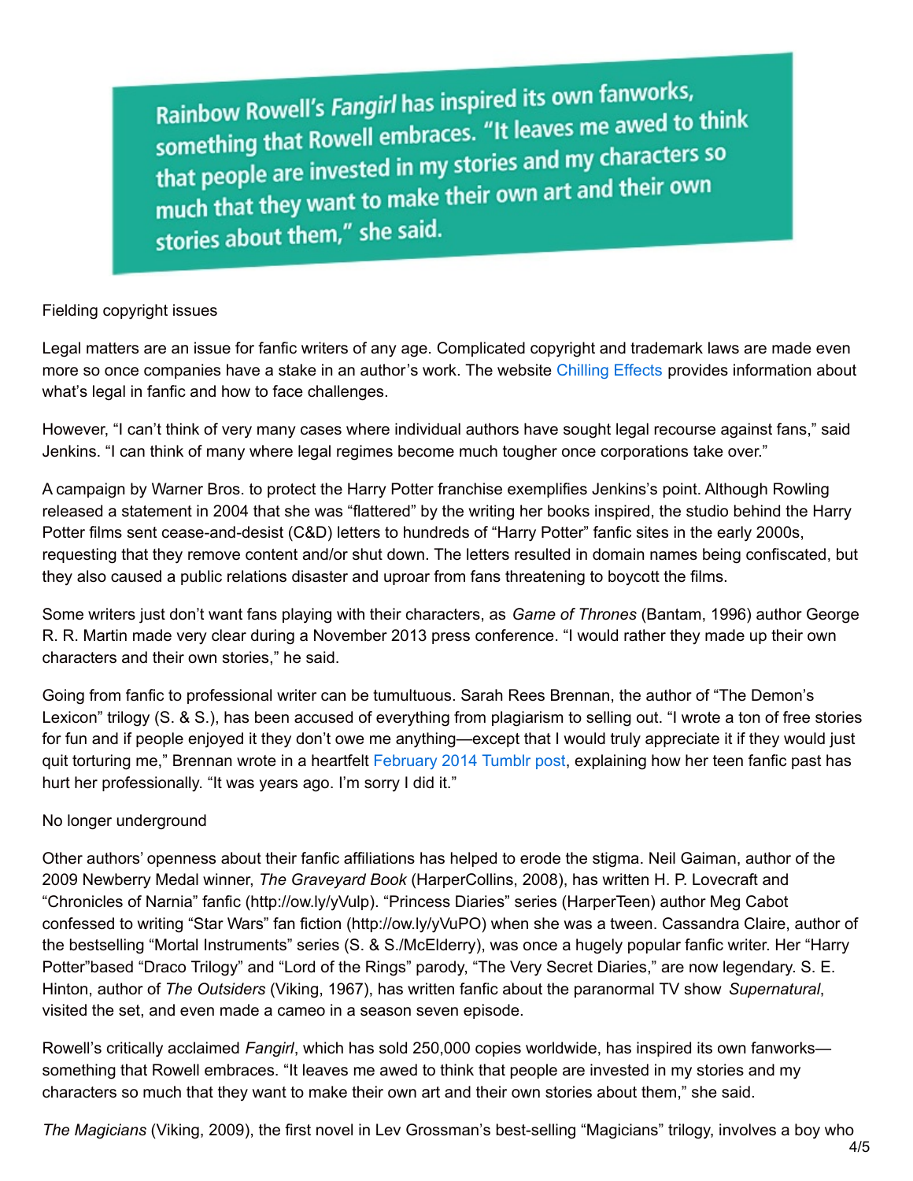Rainbow Rowell's *Fangirl* has inspired its own fanworks, something that Rowell embraces. "It leaves me awed to think that people are invested in my stories and my characters so much that they want to make their own art and their own stories about them," she said.

## Fielding copyright issues

Legal matters are an issue for fanfic writers of any age. Complicated copyright and trademark laws are made even more so once companies have a stake in an author's work. The website Chilling Effects provides information about what's legal in fanfic and how to face challenges.

However, "I can't think of very many cases where individual authors have sought legal recourse against fans," said Jenkins. "I can think of many where legal regimes become much tougher once corporations take over."

A campaign by Warner Bros. to protect the Harry Potter franchise exemplifies Jenkins's point. Although Rowling released a statement in 2004 that she was "flattered" by the writing her books inspired, the studio behind the Harry Potter films sent cease-and-desist (C&D) letters to hundreds of "Harry Potter" fanfic sites in the early 2000s, requesting that they remove content and/or shut down. The letters resulted in domain names being confiscated, but they also caused a public relations disaster and uproar from fans threatening to boycott the films.

Some writers just don't want fans playing with their characters, as *Game of Thrones* (Bantam, 1996) author George R. R. Martin made very clear during a November 2013 press conference. "I would rather they made up their own characters and their own stories," he said.

Going from fanfic to professional writer can be tumultuous. Sarah Rees Brennan, the author of "The Demon's Lexicon" trilogy (S. & S.), has been accused of everything from plagiarism to selling out. "I wrote a ton of free stories for fun and if people enjoyed it they don't owe me anything—except that I would truly appreciate it if they would just quit torturing me," Brennan wrote in a heartfelt February 2014 Tumblr post, explaining how her teen fanfic past has hurt her professionally. "It was years ago. I'm sorry I did it."

## No longer underground

Other authors' openness about their fanfic affiliations has helped to erode the stigma. Neil Gaiman, author of the 2009 Newberry Medal winner, *The Graveyard Book* (HarperCollins, 2008), has written H. P. Lovecraft and "Chronicles of Narnia" fanfic (http://ow.ly/yVulp). "Princess Diaries" series (HarperTeen) author Meg Cabot confessed to writing "Star Wars" fan fiction (http://ow.ly/yVuPO) when she was a tween. Cassandra Claire, author of the bestselling "Mortal Instruments" series (S. & S./McElderry), was once a hugely popular fanfic writer. Her "Harry Potter"based "Draco Trilogy" and "Lord of the Rings" parody, "The Very Secret Diaries," are now legendary. S. E. Hinton, author of *The Outsiders* (Viking, 1967), has written fanfic about the paranormal TV show *Supernatural*, visited the set, and even made a cameo in a season seven episode.

Rowell's critically acclaimed *Fangirl*, which has sold 250,000 copies worldwide, has inspired its own fanworks—something that Rowell embraces. "It leaves me awed to think that people are invested in my stories and my characters so much that they want to make their own art and their own stories about them," she said.

*The Magicians* (Viking, 2009), the first novel in Lev Grossman's best-selling "Magicians" trilogy, involves a boy who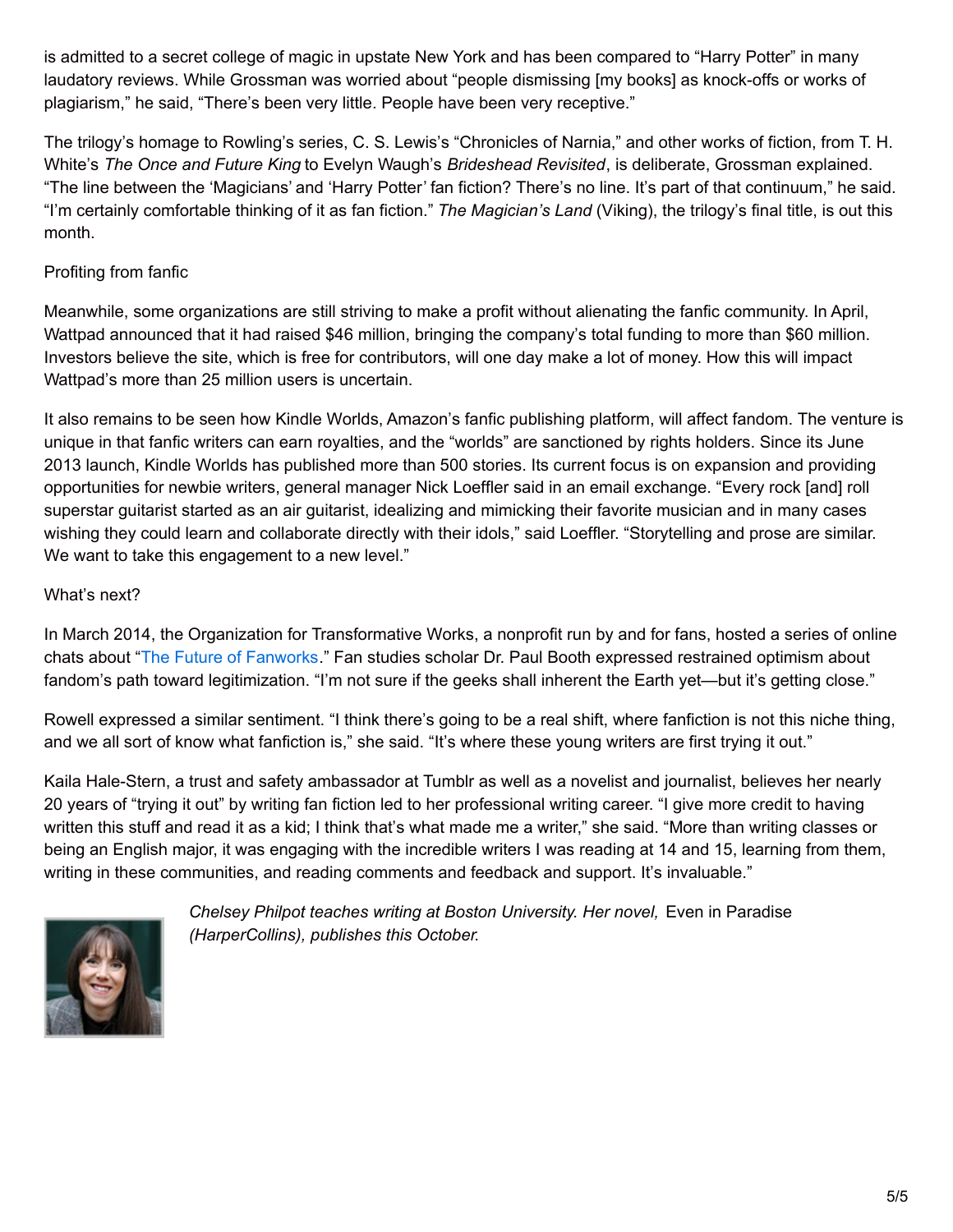is admitted to a secret college of magic in upstate New York and has been compared to "Harry Potter" in many laudatory reviews. While Grossman was worried about "people dismissing [my books] as knock-offs or works of plagiarism," he said, "There's been very little. People have been very receptive."

The trilogy's homage to Rowling's series, C. S. Lewis's "Chronicles of Narnia," and other works of fiction, from T. H. White's *The Once and Future King* to Evelyn Waugh's *Brideshead Revisited*, is deliberate, Grossman explained. "The line between the 'Magicians' and 'Harry Potter' fan fiction? There's no line. It's part of that continuum," he said. "I'm certainly comfortable thinking of it as fan fiction." *The Magician's Land* (Viking), the trilogy's final title, is out this month.

## Profiting from fanfic

Meanwhile, some organizations are still striving to make a profit without alienating the fanfic community. In April, Wattpad announced that it had raised $46 million, bringing the company's total funding to more than $60 million. Investors believe the site, which is free for contributors, will one day make a lot of money. How this will impact Wattpad's more than 25 million users is uncertain.

It also remains to be seen how Kindle Worlds, Amazon's fanfic publishing platform, will affect fandom. The venture is unique in that fanfic writers can earn royalties, and the "worlds" are sanctioned by rights holders. Since its June 2013 launch, Kindle Worlds has published more than 500 stories. Its current focus is on expansion and providing opportunities for newbie writers, general manager Nick Loeffler said in an email exchange. "Every rock [and] roll superstar guitarist started as an air guitarist, idealizing and mimicking their favorite musician and in many cases wishing they could learn and collaborate directly with their idols," said Loeffler. "Storytelling and prose are similar. We want to take this engagement to a new level."

## What's next?

In March 2014, the Organization for Transformative Works, a nonprofit run by and for fans, hosted a series of online chats about "The Future of Fanworks." Fan studies scholar Dr. Paul Booth expressed restrained optimism about fandom's path toward legitimization. "I'm not sure if the geeks shall inherent the Earth yet—but it's getting close."

Rowell expressed a similar sentiment. "I think there's going to be a real shift, where fanfiction is not this niche thing, and we all sort of know what fanfiction is," she said. "It's where these young writers are first trying it out."

Kaila Hale-Stern, a trust and safety ambassador at Tumblr as well as a novelist and journalist, believes her nearly 20 years of "trying it out" by writing fan fiction led to her professional writing career. "I give more credit to having written this stuff and read it as a kid; I think that's what made me a writer," she said. "More than writing classes or being an English major, it was engaging with the incredible writers I was reading at 14 and 15, learning from them, writing in these communities, and reading comments and feedback and support. It's invaluable."

*Chelsey Philpot teaches writing at Boston University. Her novel,* Even in Paradise *(HarperCollins), publishes this October.*